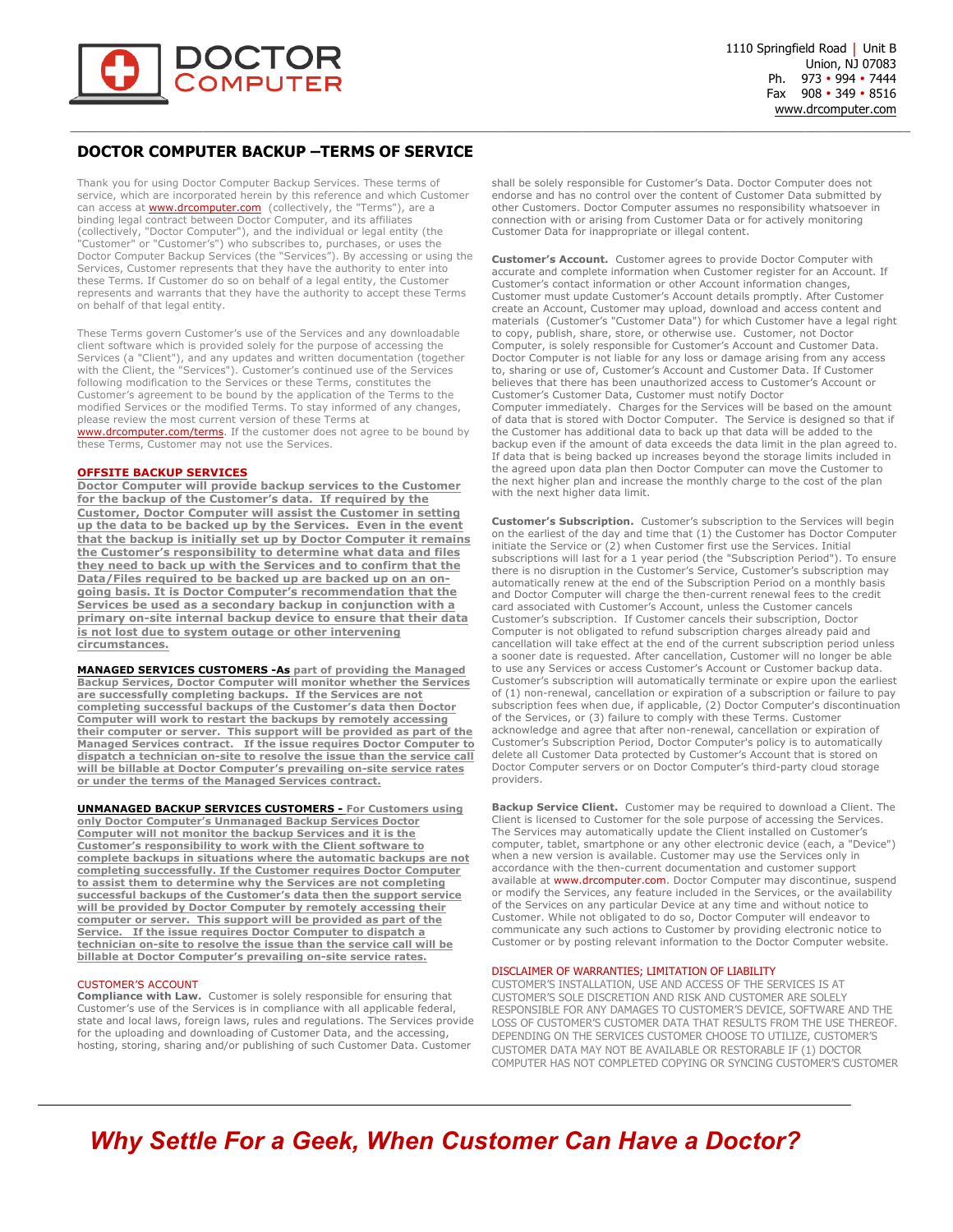DOCTOR COMPUTER

1110 Springfield Road | Unit B
Union, NJ 07083
Ph. 973 • 994 • 7444
Fax 908 • 349 • 8516
www.drcomputer.com

# DOCTOR COMPUTER BACKUP –TERMS OF SERVICE

Thank you for using Doctor Computer Backup Services. These terms of service, which are incorporated herein by this reference and which Customer can access at www.drcomputer.com (collectively, the "Terms"), are a binding legal contract between Doctor Computer, and its affiliates (collectively, "Doctor Computer"), and the individual or legal entity (the "Customer" or "Customer's") who subscribes to, purchases, or uses the Doctor Computer Backup Services (the "Services"). By accessing or using the Services, Customer represents that they have the authority to enter into these Terms. If Customer do so on behalf of a legal entity, the Customer represents and warrants that they have the authority to accept these Terms on behalf of that legal entity.

These Terms govern Customer's use of the Services and any downloadable client software which is provided solely for the purpose of accessing the Services (a "Client"), and any updates and written documentation (together with the Client, the "Services"). Customer's continued use of the Services following modification to the Services or these Terms, constitutes the Customer's agreement to be bound by the application of the Terms to the modified Services or the modified Terms. To stay informed of any changes, please review the most current version of these Terms at www.drcomputer.com/terms. If the customer does not agree to be bound by these Terms, Customer may not use the Services.

## OFFSITE BACKUP SERVICES

**Doctor Computer will provide backup services to the Customer for the backup of the Customer's data. If required by the Customer, Doctor Computer will assist the Customer in setting up the data to be backed up by the Services. Even in the event that the backup is initially set up by Doctor Computer it remains the Customer's responsibility to determine what data and files they need to back up with the Services and to confirm that the Data/Files required to be backed up are backed up on an on-going basis. It is Doctor Computer's recommendation that the Services be used as a secondary backup in conjunction with a primary on-site internal backup device to ensure that their data is not lost due to system outage or other intervening circumstances.**

**MANAGED SERVICES CUSTOMERS -As part of providing the Managed Backup Services, Doctor Computer will monitor whether the Services are successfully completing backups. If the Services are not completing successful backups of the Customer's data then Doctor Computer will work to restart the backups by remotely accessing their computer or server. This support will be provided as part of the Managed Services contract. If the issue requires Doctor Computer to dispatch a technician on-site to resolve the issue than the service call will be billable at Doctor Computer's prevailing on-site service rates or under the terms of the Managed Services contract.**

**UNMANAGED BACKUP SERVICES CUSTOMERS - For Customers using only Doctor Computer's Unmanaged Backup Services Doctor Computer will not monitor the backup Services and it is the Customer's responsibility to work with the Client software to complete backups in situations where the automatic backups are not completing successfully. If the Customer requires Doctor Computer to assist them to determine why the Services are not completing successful backups of the Customer's data then the support service will be provided by Doctor Computer by remotely accessing their computer or server. This support will be provided as part of the Service. If the issue requires Doctor Computer to dispatch a technician on-site to resolve the issue than the service call will be billable at Doctor Computer's prevailing on-site service rates.**

## CUSTOMER'S ACCOUNT

**Compliance with Law.** Customer is solely responsible for ensuring that Customer's use of the Services is in compliance with all applicable federal, state and local laws, foreign laws, rules and regulations. The Services provide for the uploading and downloading of Customer Data, and the accessing, hosting, storing, sharing and/or publishing of such Customer Data. Customer shall be solely responsible for Customer's Data. Doctor Computer does not endorse and has no control over the content of Customer Data submitted by other Customers. Doctor Computer assumes no responsibility whatsoever in connection with or arising from Customer Data or for actively monitoring Customer Data for inappropriate or illegal content.

**Customer's Account.** Customer agrees to provide Doctor Computer with accurate and complete information when Customer register for an Account. If Customer's contact information or other Account information changes, Customer must update Customer's Account details promptly. After Customer create an Account, Customer may upload, download and access content and materials (Customer's "Customer Data") for which Customer have a legal right to copy, publish, share, store, or otherwise use. Customer, not Doctor Computer, is solely responsible for Customer's Account and Customer Data. Doctor Computer is not liable for any loss or damage arising from any access to, sharing or use of, Customer's Account and Customer Data. If Customer believes that there has been unauthorized access to Customer's Account or Customer's Customer Data, Customer must notify Doctor Computer immediately. Charges for the Services will be based on the amount of data that is stored with Doctor Computer. The Service is designed so that if the Customer has additional data to back up that data will be added to the backup even if the amount of data exceeds the data limit in the plan agreed to. If data that is being backed up increases beyond the storage limits included in the agreed upon data plan then Doctor Computer can move the Customer to the next higher plan and increase the monthly charge to the cost of the plan with the next higher data limit.

**Customer's Subscription.** Customer's subscription to the Services will begin on the earliest of the day and time that (1) the Customer has Doctor Computer initiate the Service or (2) when Customer first use the Services. Initial subscriptions will last for a 1 year period (the "Subscription Period"). To ensure there is no disruption in the Customer's Service, Customer's subscription may automatically renew at the end of the Subscription Period on a monthly basis and Doctor Computer will charge the then-current renewal fees to the credit card associated with Customer's Account, unless the Customer cancels Customer's subscription. If Customer cancels their subscription, Doctor Computer is not obligated to refund subscription charges already paid and cancellation will take effect at the end of the current subscription period unless a sooner date is requested. After cancellation, Customer will no longer be able to use any Services or access Customer's Account or Customer backup data. Customer's subscription will automatically terminate or expire upon the earliest of (1) non-renewal, cancellation or expiration of a subscription or failure to pay subscription fees when due, if applicable, (2) Doctor Computer's discontinuation of the Services, or (3) failure to comply with these Terms. Customer acknowledge and agree that after non-renewal, cancellation or expiration of Customer's Subscription Period, Doctor Computer's policy is to automatically delete all Customer Data protected by Customer's Account that is stored on Doctor Computer servers or on Doctor Computer's third-party cloud storage providers.

**Backup Service Client.** Customer may be required to download a Client. The Client is licensed to Customer for the sole purpose of accessing the Services. The Services may automatically update the Client installed on Customer's computer, tablet, smartphone or any other electronic device (each, a "Device") when a new version is available. Customer may use the Services only in accordance with the then-current documentation and customer support available at www.drcomputer.com. Doctor Computer may discontinue, suspend or modify the Services, any feature included in the Services, or the availability of the Services on any particular Device at any time and without notice to Customer. While not obligated to do so, Doctor Computer will endeavor to communicate any such actions to Customer by providing electronic notice to Customer or by posting relevant information to the Doctor Computer website.

## DISCLAIMER OF WARRANTIES; LIMITATION OF LIABILITY

CUSTOMER'S INSTALLATION, USE AND ACCESS OF THE SERVICES IS AT CUSTOMER'S SOLE DISCRETION AND RISK AND CUSTOMER ARE SOLELY RESPONSIBLE FOR ANY DAMAGES TO CUSTOMER'S DEVICE, SOFTWARE AND THE LOSS OF CUSTOMER'S CUSTOMER DATA THAT RESULTS FROM THE USE THEREOF. DEPENDING ON THE SERVICES CUSTOMER CHOOSE TO UTILIZE, CUSTOMER'S CUSTOMER DATA MAY NOT BE AVAILABLE OR RESTORABLE IF (1) DOCTOR COMPUTER HAS NOT COMPLETED COPYING OR SYNCING CUSTOMER'S CUSTOMER

*Why Settle For a Geek, When Customer Can Have a Doctor?*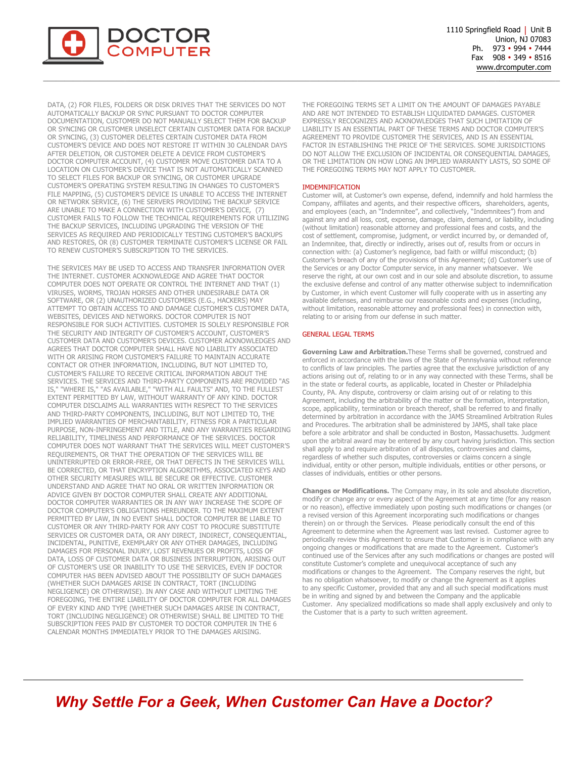DATA, (2) FOR FILES, FOLDERS OR DISK DRIVES THAT THE SERVICES DO NOT AUTOMATICALLY BACKUP OR SYNC PURSUANT TO DOCTOR COMPUTER DOCUMENTATION, CUSTOMER DO NOT MANUALLY SELECT THEM FOR BACKUP OR SYNCING OR CUSTOMER UNSELECT CERTAIN CUSTOMER DATA FOR BACKUP OR SYNCING, (3) CUSTOMER DELETES CERTAIN CUSTOMER DATA FROM CUSTOMER'S DEVICE AND DOES NOT RESTORE IT WITHIN 30 CALENDAR DAYS AFTER DELETION, OR CUSTOMER DELETE A DEVICE FROM CUSTOMER'S DOCTOR COMPUTER ACCOUNT, (4) CUSTOMER MOVE CUSTOMER DATA TO A LOCATION ON CUSTOMER'S DEVICE THAT IS NOT AUTOMATICALLY SCANNED TO SELECT FILES FOR BACKUP OR SYNCING, OR CUSTOMER UPGRADE CUSTOMER'S OPERATING SYSTEM RESULTING IN CHANGES TO CUSTOMER'S FILE MAPPING, (5) CUSTOMER'S DEVICE IS UNABLE TO ACCESS THE INTERNET OR NETWORK SERVICE, (6) THE SERVERS PROVIDING THE BACKUP SERVICE ARE UNABLE TO MAKE A CONNECTION WITH CUSTOMER'S DEVICE, (7) CUSTOMER FAILS TO FOLLOW THE TECHNICAL REQUIREMENTS FOR UTILIZING THE BACKUP SERVICES, INCLUDING UPGRADING THE VERSION OF THE SERVICES AS REQUIRED AND PERIODICALLY TESTING CUSTOMER'S BACKUPS AND RESTORES, OR (8) CUSTOMER TERMINATE CUSTOMER'S LICENSE OR FAIL TO RENEW CUSTOMER'S SUBSCRIPTION TO THE SERVICES.

THE SERVICES MAY BE USED TO ACCESS AND TRANSFER INFORMATION OVER THE INTERNET. CUSTOMER ACKNOWLEDGE AND AGREE THAT DOCTOR COMPUTER DOES NOT OPERATE OR CONTROL THE INTERNET AND THAT (1) VIRUSES, WORMS, TROJAN HORSES AND OTHER UNDESIRABLE DATA OR SOFTWARE, OR (2) UNAUTHORIZED CUSTOMERS (E.G., HACKERS) MAY ATTEMPT TO OBTAIN ACCESS TO AND DAMAGE CUSTOMER'S CUSTOMER DATA, WEBSITES, DEVICES AND NETWORKS. DOCTOR COMPUTER IS NOT RESPONSIBLE FOR SUCH ACTIVITIES. CUSTOMER IS SOLELY RESPONSIBLE FOR THE SECURITY AND INTEGRITY OF CUSTOMER'S ACCOUNT, CUSTOMER'S CUSTOMER DATA AND CUSTOMER'S DEVICES. CUSTOMER ACKNOWLEDGES AND AGREES THAT DOCTOR COMPUTER SHALL HAVE NO LIABILITY ASSOCIATED WITH OR ARISING FROM CUSTOMER'S FAILURE TO MAINTAIN ACCURATE CONTACT OR OTHER INFORMATION, INCLUDING, BUT NOT LIMITED TO, CUSTOMER'S FAILURE TO RECEIVE CRITICAL INFORMATION ABOUT THE SERVICES. THE SERVICES AND THIRD-PARTY COMPONENTS ARE PROVIDED "AS IS," "WHERE IS," "AS AVAILABLE," "WITH ALL FAULTS" AND, TO THE FULLEST EXTENT PERMITTED BY LAW, WITHOUT WARRANTY OF ANY KIND. DOCTOR COMPUTER DISCLAIMS ALL WARRANTIES WITH RESPECT TO THE SERVICES AND THIRD-PARTY COMPONENTS, INCLUDING, BUT NOT LIMITED TO, THE IMPLIED WARRANTIES OF MERCHANTABILITY, FITNESS FOR A PARTICULAR PURPOSE, NON-INFRINGEMENT AND TITLE, AND ANY WARRANTIES REGARDING RELIABILITY, TIMELINESS AND PERFORMANCE OF THE SERVICES. DOCTOR COMPUTER DOES NOT WARRANT THAT THE SERVICES WILL MEET CUSTOMER'S REQUIREMENTS, OR THAT THE OPERATION OF THE SERVICES WILL BE UNINTERRUPTED OR ERROR-FREE, OR THAT DEFECTS IN THE SERVICES WILL BE CORRECTED, OR THAT ENCRYPTION ALGORITHMS, ASSOCIATED KEYS AND OTHER SECURITY MEASURES WILL BE SECURE OR EFFECTIVE. CUSTOMER UNDERSTAND AND AGREE THAT NO ORAL OR WRITTEN INFORMATION OR ADVICE GIVEN BY DOCTOR COMPUTER SHALL CREATE ANY ADDITIONAL DOCTOR COMPUTER WARRANTIES OR IN ANY WAY INCREASE THE SCOPE OF DOCTOR COMPUTER'S OBLIGATIONS HEREUNDER. TO THE MAXIMUM EXTENT PERMITTED BY LAW, IN NO EVENT SHALL DOCTOR COMPUTER BE LIABLE TO CUSTOMER OR ANY THIRD-PARTY FOR ANY COST TO PROCURE SUBSTITUTE SERVICES OR CUSTOMER DATA, OR ANY DIRECT, INDIRECT, CONSEQUENTIAL, INCIDENTAL, PUNITIVE, EXEMPLARY OR ANY OTHER DAMAGES, INCLUDING DAMAGES FOR PERSONAL INJURY, LOST REVENUES OR PROFITS, LOSS OF DATA, LOSS OF CUSTOMER DATA OR BUSINESS INTERRUPTION, ARISING OUT OF CUSTOMER'S USE OR INABILITY TO USE THE SERVICES, EVEN IF DOCTOR COMPUTER HAS BEEN ADVISED ABOUT THE POSSIBILITY OF SUCH DAMAGES (WHETHER SUCH DAMAGES ARISE IN CONTRACT, TORT (INCLUDING NEGLIGENCE) OR OTHERWISE). IN ANY CASE AND WITHOUT LIMITING THE FOREGOING, THE ENTIRE LIABILITY OF DOCTOR COMPUTER FOR ALL DAMAGES OF EVERY KIND AND TYPE (WHETHER SUCH DAMAGES ARISE IN CONTRACT, TORT (INCLUDING NEGLIGENCE) OR OTHERWISE) SHALL BE LIMITED TO THE SUBSCRIPTION FEES PAID BY CUSTOMER TO DOCTOR COMPUTER IN THE 6 CALENDAR MONTHS IMMEDIATELY PRIOR TO THE DAMAGES ARISING.

THE FOREGOING TERMS SET A LIMIT ON THE AMOUNT OF DAMAGES PAYABLE AND ARE NOT INTENDED TO ESTABLISH LIQUIDATED DAMAGES. CUSTOMER EXPRESSLY RECOGNIZES AND ACKNOWLEDGES THAT SUCH LIMITATION OF LIABILITY IS AN ESSENTIAL PART OF THESE TERMS AND DOCTOR COMPUTER'S AGREEMENT TO PROVIDE CUSTOMER THE SERVICES, AND IS AN ESSENTIAL FACTOR IN ESTABLISHING THE PRICE OF THE SERVICES. SOME JURISDICTIONS DO NOT ALLOW THE EXCLUSION OF INCIDENTAL OR CONSEQUENTIAL DAMAGES, OR THE LIMITATION ON HOW LONG AN IMPLIED WARRANTY LASTS, SO SOME OF THE FOREGOING TERMS MAY NOT APPLY TO CUSTOMER.

## IMDEMNIFICATION

Customer will, at Customer's own expense, defend, indemnify and hold harmless the Company, affiliates and agents, and their respective officers, shareholders, agents, and employees (each, an "Indemnitee", and collectively, "Indemnitees") from and against any and all loss, cost, expense, damage, claim, demand, or liability, including (without limitation) reasonable attorney and professional fees and costs, and the cost of settlement, compromise, judgment, or verdict incurred by, or demanded of, an Indemnitee, that, directly or indirectly, arises out of, results from or occurs in connection with: (a) Customer's negligence, bad faith or willful misconduct; (b) Customer's breach of any of the provisions of this Agreement; (d) Customer's use of the Services or any Doctor Computer service, in any manner whatsoever. We reserve the right, at our own cost and in our sole and absolute discretion, to assume the exclusive defense and control of any matter otherwise subject to indemnification by Customer, in which event Customer will fully cooperate with us in asserting any available defenses, and reimburse our reasonable costs and expenses (including, without limitation, reasonable attorney and professional fees) in connection with, relating to or arising from our defense in such matter.

## GENERAL LEGAL TERMS

**Governing Law and Arbitration.** These Terms shall be governed, construed and enforced in accordance with the laws of the State of Pennsylvania without reference to conflicts of law principles. The parties agree that the exclusive jurisdiction of any actions arising out of, relating to or in any way connected with these Terms, shall be in the state or federal courts, as applicable, located in Chester or Philadelphia County, PA. Any dispute, controversy or claim arising out of or relating to this Agreement, including the arbitrability of the matter or the formation, interpretation, scope, applicability, termination or breach thereof, shall be referred to and finally determined by arbitration in accordance with the JAMS Streamlined Arbitration Rules and Procedures. The arbitration shall be administered by JAMS, shall take place before a sole arbitrator and shall be conducted in Boston, Massachusetts. Judgment upon the arbitral award may be entered by any court having jurisdiction. This section shall apply to and require arbitration of all disputes, controversies and claims, regardless of whether such disputes, controversies or claims concern a single individual, entity or other person, multiple individuals, entities or other persons, or classes of individuals, entities or other persons.

**Changes or Modifications.** The Company may, in its sole and absolute discretion, modify or change any or every aspect of the Agreement at any time (for any reason or no reason), effective immediately upon posting such modifications or changes (or a revised version of this Agreement incorporating such modifications or changes therein) on or through the Services. Please periodically consult the end of this Agreement to determine when the Agreement was last revised. Customer agree to periodically review this Agreement to ensure that Customer is in compliance with any ongoing changes or modifications that are made to the Agreement. Customer's continued use of the Services after any such modifications or changes are posted will constitute Customer's complete and unequivocal acceptance of such any modifications or changes to the Agreement. The Company reserves the right, but has no obligation whatsoever, to modify or change the Agreement as it applies to any specific Customer, provided that any and all such special modifications must be in writing and signed by and between the Company and the applicable Customer. Any specialized modifications so made shall apply exclusively and only to the Customer that is a party to such written agreement.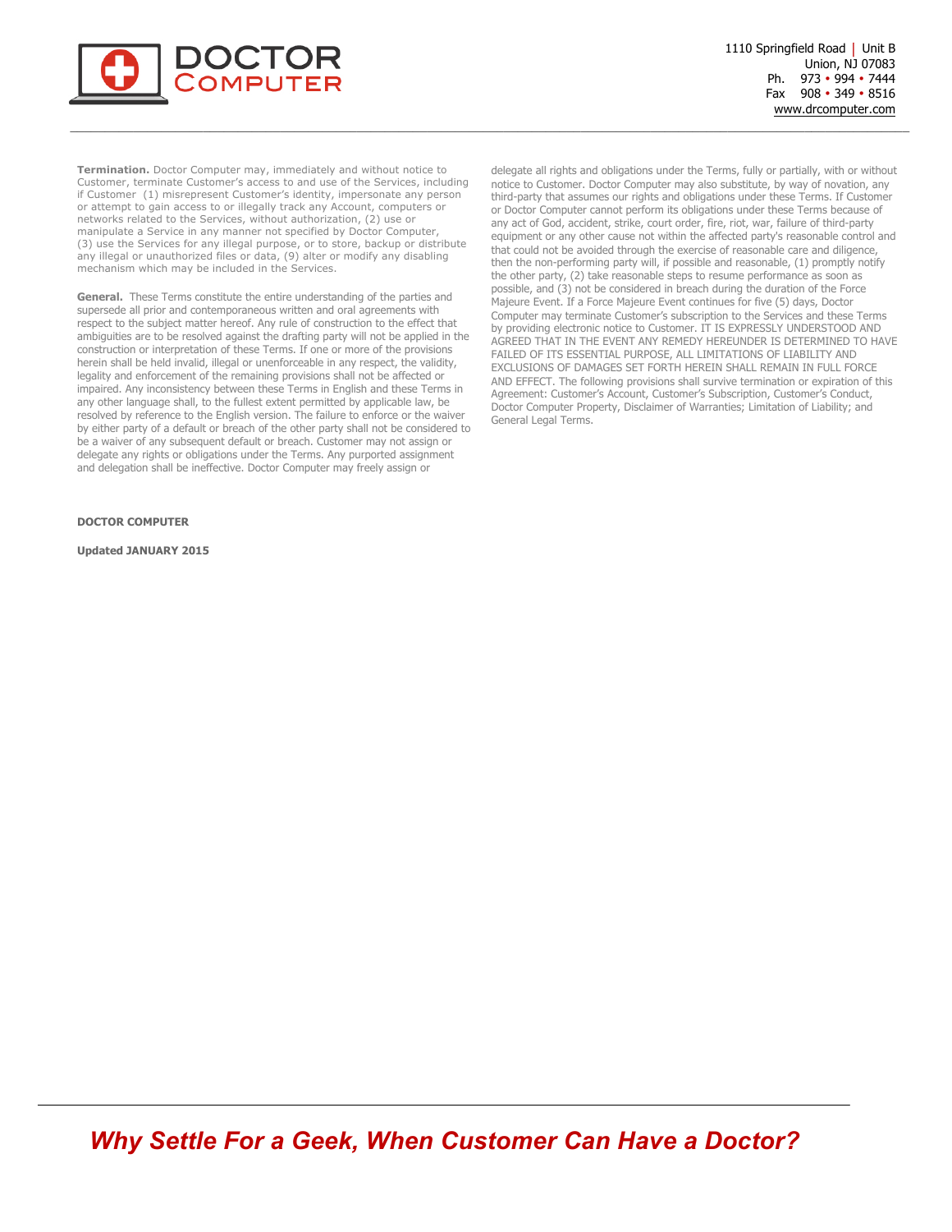**Termination.** Doctor Computer may, immediately and without notice to Customer, terminate Customer's access to and use of the Services, including if Customer (1) misrepresent Customer's identity, impersonate any person or attempt to gain access to or illegally track any Account, computers or networks related to the Services, without authorization, (2) use or manipulate a Service in any manner not specified by Doctor Computer, (3) use the Services for any illegal purpose, or to store, backup or distribute any illegal or unauthorized files or data, (9) alter or modify any disabling mechanism which may be included in the Services.

**General.** These Terms constitute the entire understanding of the parties and supersede all prior and contemporaneous written and oral agreements with respect to the subject matter hereof. Any rule of construction to the effect that ambiguities are to be resolved against the drafting party will not be applied in the construction or interpretation of these Terms. If one or more of the provisions herein shall be held invalid, illegal or unenforceable in any respect, the validity, legality and enforcement of the remaining provisions shall not be affected or impaired. Any inconsistency between these Terms in English and these Terms in any other language shall, to the fullest extent permitted by applicable law, be resolved by reference to the English version. The failure to enforce or the waiver by either party of a default or breach of the other party shall not be considered to be a waiver of any subsequent default or breach. Customer may not assign or delegate any rights or obligations under the Terms. Any purported assignment and delegation shall be ineffective. Doctor Computer may freely assign or delegate all rights and obligations under the Terms, fully or partially, with or without notice to Customer. Doctor Computer may also substitute, by way of novation, any third-party that assumes our rights and obligations under these Terms. If Customer or Doctor Computer cannot perform its obligations under these Terms because of any act of God, accident, strike, court order, fire, riot, war, failure of third-party equipment or any other cause not within the affected party's reasonable control and that could not be avoided through the exercise of reasonable care and diligence, then the non-performing party will, if possible and reasonable, (1) promptly notify the other party, (2) take reasonable steps to resume performance as soon as possible, and (3) not be considered in breach during the duration of the Force Majeure Event. If a Force Majeure Event continues for five (5) days, Doctor Computer may terminate Customer's subscription to the Services and these Terms by providing electronic notice to Customer. IT IS EXPRESSLY UNDERSTOOD AND AGREED THAT IN THE EVENT ANY REMEDY HEREUNDER IS DETERMINED TO HAVE FAILED OF ITS ESSENTIAL PURPOSE, ALL LIMITATIONS OF LIABILITY AND EXCLUSIONS OF DAMAGES SET FORTH HEREIN SHALL REMAIN IN FULL FORCE AND EFFECT. The following provisions shall survive termination or expiration of this Agreement: Customer's Account, Customer's Subscription, Customer's Conduct, Doctor Computer Property, Disclaimer of Warranties; Limitation of Liability; and General Legal Terms.

**DOCTOR COMPUTER**

**Updated JANUARY 2015**